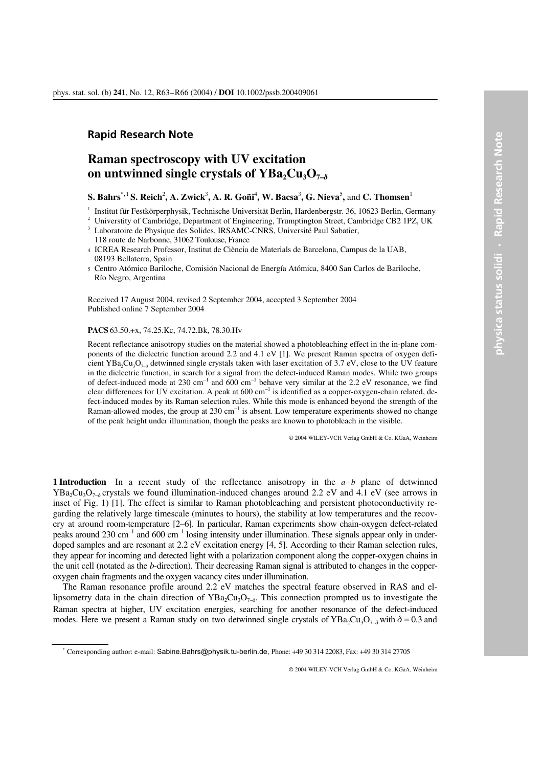**Rapid Research Note**

# Raman spectroscopy with UV excitation on untwinned single crystals of $YBa_2Cu_3O_{7-\delta}$

**S. Bahrs**[*,1] **S. Reich**[2], **A. Zwick**[3], **A. R. Goñi**[4], **W. Bacsa**[3], **G. Nieva**[5], and **C. Thomsen**[1]

[1] Institut für Festkörperphysik, Technische Universität Berlin, Hardenbergstr. 36, 10623 Berlin, Germany
[2] Universtity of Cambridge, Department of Engineering, Trumptington Street, Cambridge CB2 1PZ, UK
[3] Laboratoire de Physique des Solides, IRSAMC-CNRS, Université Paul Sabatier, 118 route de Narbonne, 31062 Toulouse, France
[4] ICREA Research Professor, Institut de Ciència de Materials de Barcelona, Campus de la UAB, 08193 Bellaterra, Spain
[5] Centro Atómico Bariloche, Comisión Nacional de Energía Atómica, 8400 San Carlos de Bariloche, Río Negro, Argentina

Received 17 August 2004, revised 2 September 2004, accepted 3 September 2004
Published online 7 September 2004

**PACS** 63.50.+x, 74.25.Kc, 74.72.Bk, 78.30.Hv

Recent reflectance anisotropy studies on the material showed a photobleaching effect in the in-plane components of the dielectric function around 2.2 and 4.1 eV [1]. We present Raman spectra of oxygen deficient $YBa_2Cu_3O_{7-\delta}$ detwinned single crystals taken with laser excitation of 3.7 eV, close to the UV feature in the dielectric function, in search for a signal from the defect-induced Raman modes. While two groups of defect-induced mode at 230 $cm^{-1}$ and 600 $cm^{-1}$ behave very similar at the 2.2 eV resonance, we find clear differences for UV excitation. A peak at 600 $cm^{-1}$ is identified as a copper-oxygen-chain related, defect-induced modes by its Raman selection rules. While this mode is enhanced beyond the strength of the Raman-allowed modes, the group at 230 $cm^{-1}$ is absent. Low temperature experiments showed no change of the peak height under illumination, though the peaks are known to photobleach in the visible.

© 2004 WILEY-VCH Verlag GmbH & Co. KGaA, Weinheim

## 1 Introduction

In a recent study of the reflectance anisotropy in the *a–b* plane of detwinned $YBa_2Cu_3O_{7-\delta}$ crystals we found illumination-induced changes around 2.2 eV and 4.1 eV (see arrows in inset of Fig. 1) [1]. The effect is similar to Raman photobleaching and persistent photoconductivity regarding the relatively large timescale (minutes to hours), the stability at low temperatures and the recovery at around room-temperature [2–6]. In particular, Raman experiments show chain-oxygen defect-related peaks around 230 $cm^{-1}$ and 600 $cm^{-1}$ losing intensity under illumination. These signals appear only in underdoped samples and are resonant at 2.2 eV excitation energy [4, 5]. According to their Raman selection rules, they appear for incoming and detected light with a polarization component along the copper-oxygen chains in the unit cell (notated as the *b*-direction). Their decreasing Raman signal is attributed to changes in the copper-oxygen chain fragments and the oxygen vacancy cites under illumination.

The Raman resonance profile around 2.2 eV matches the spectral feature observed in RAS and ellipsometry data in the chain direction of $YBa_2Cu_3O_{7-\delta}$. This connection prompted us to investigate the Raman spectra at higher, UV excitation energies, searching for another resonance of the defect-induced modes. Here we present a Raman study on two detwinned single crystals of $YBa_2Cu_3O_{7-\delta}$ with $\delta = 0.3$ and

[*] Corresponding author: e-mail: Sabine.Bahrs@physik.tu-berlin.de, Phone: +49 30 314 22083, Fax: +49 30 314 27705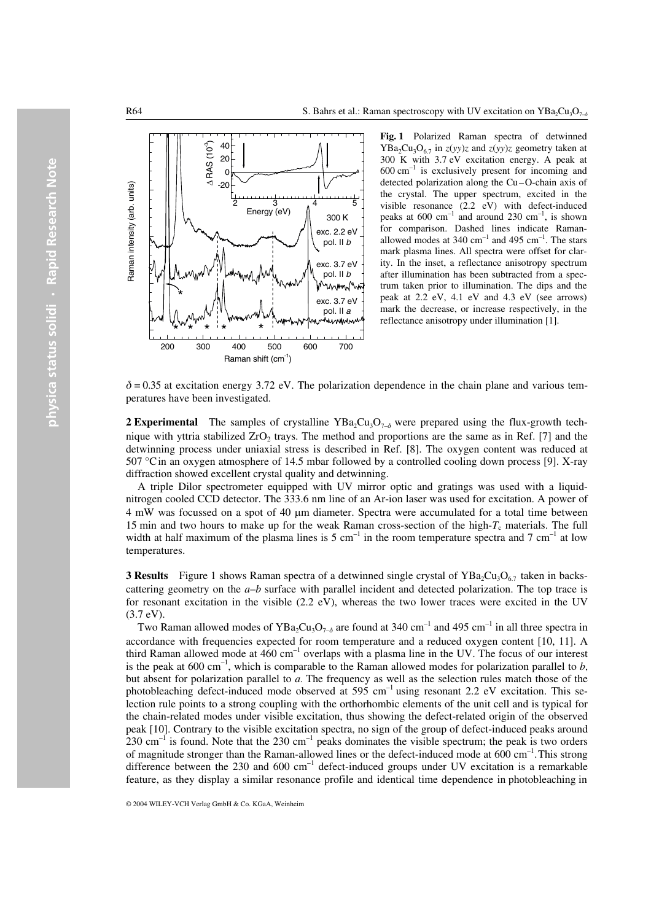**Fig. 1** Polarized Raman spectra of detwinned $YBa_2Cu_3O_{6.7}$ in $z(yy)z$ and $z(yy)z$ geometry taken at 300 K with 3.7 eV excitation energy. A peak at 600 cm$^{-1}$ is exclusively present for incoming and detected polarization along the Cu–O-chain axis of the crystal. The upper spectrum, excited in the visible resonance (2.2 eV) with defect-induced peaks at 600 cm$^{-1}$ and around 230 cm$^{-1}$, is shown for comparison. Dashed lines indicate Raman-allowed modes at 340 cm$^{-1}$ and 495 cm$^{-1}$. The stars mark plasma lines. All spectra were offset for clarity. In the inset, a reflectance anisotropy spectrum after illumination has been subtracted from a spectrum taken prior to illumination. The dips and the peak at 2.2 eV, 4.1 eV and 4.3 eV (see arrows) mark the decrease, or increase respectively, in the reflectance anisotropy under illumination [1].

$\delta = 0.35$ at excitation energy 3.72 eV. The polarization dependence in the chain plane and various temperatures have been investigated.

**2 Experimental** The samples of crystalline $YBa_2Cu_3O_{7-\delta}$ were prepared using the flux-growth technique with yttria stabilized $ZrO_2$ trays. The method and proportions are the same as in Ref. [7] and the detwinning process under uniaxial stress is described in Ref. [8]. The oxygen content was reduced at 507 °C in an oxygen atmosphere of 14.5 mbar followed by a controlled cooling down process [9]. X-ray diffraction showed excellent crystal quality and detwinning.

A triple Dilor spectrometer equipped with UV mirror optic and gratings was used with a liquid-nitrogen cooled CCD detector. The 333.6 nm line of an Ar-ion laser was used for excitation. A power of 4 mW was focussed on a spot of 40 μm diameter. Spectra were accumulated for a total time between 15 min and two hours to make up for the weak Raman cross-section of the high-$T_c$ materials. The full width at half maximum of the plasma lines is 5 cm$^{-1}$ in the room temperature spectra and 7 cm$^{-1}$ at low temperatures.

**3 Results** Figure 1 shows Raman spectra of a detwinned single crystal of $YBa_2Cu_3O_{6.7}$ taken in backscattering geometry on the $a$–$b$ surface with parallel incident and detected polarization. The top trace is for resonant excitation in the visible (2.2 eV), whereas the two lower traces were excited in the UV (3.7 eV).

Two Raman allowed modes of $YBa_2Cu_3O_{7-\delta}$ are found at 340 cm$^{-1}$ and 495 cm$^{-1}$ in all three spectra in accordance with frequencies expected for room temperature and a reduced oxygen content [10, 11]. A third Raman allowed mode at 460 cm$^{-1}$ overlaps with a plasma line in the UV. The focus of our interest is the peak at 600 cm$^{-1}$, which is comparable to the Raman allowed modes for polarization parallel to $b$, but absent for polarization parallel to $a$. The frequency as well as the selection rules match those of the photobleaching defect-induced mode observed at 595 cm$^{-1}$ using resonant 2.2 eV excitation. This selection rule points to a strong coupling with the orthorhombic elements of the unit cell and is typical for the chain-related modes under visible excitation, thus showing the defect-related origin of the observed peak [10]. Contrary to the visible excitation spectra, no sign of the group of defect-induced peaks around 230 cm$^{-1}$ is found. Note that the 230 cm$^{-1}$ peaks dominates the visible spectrum; the peak is two orders of magnitude stronger than the Raman-allowed lines or the defect-induced mode at 600 cm$^{-1}$. This strong difference between the 230 and 600 cm$^{-1}$ defect-induced groups under UV excitation is a remarkable feature, as they display a similar resonance profile and identical time dependence in photobleaching in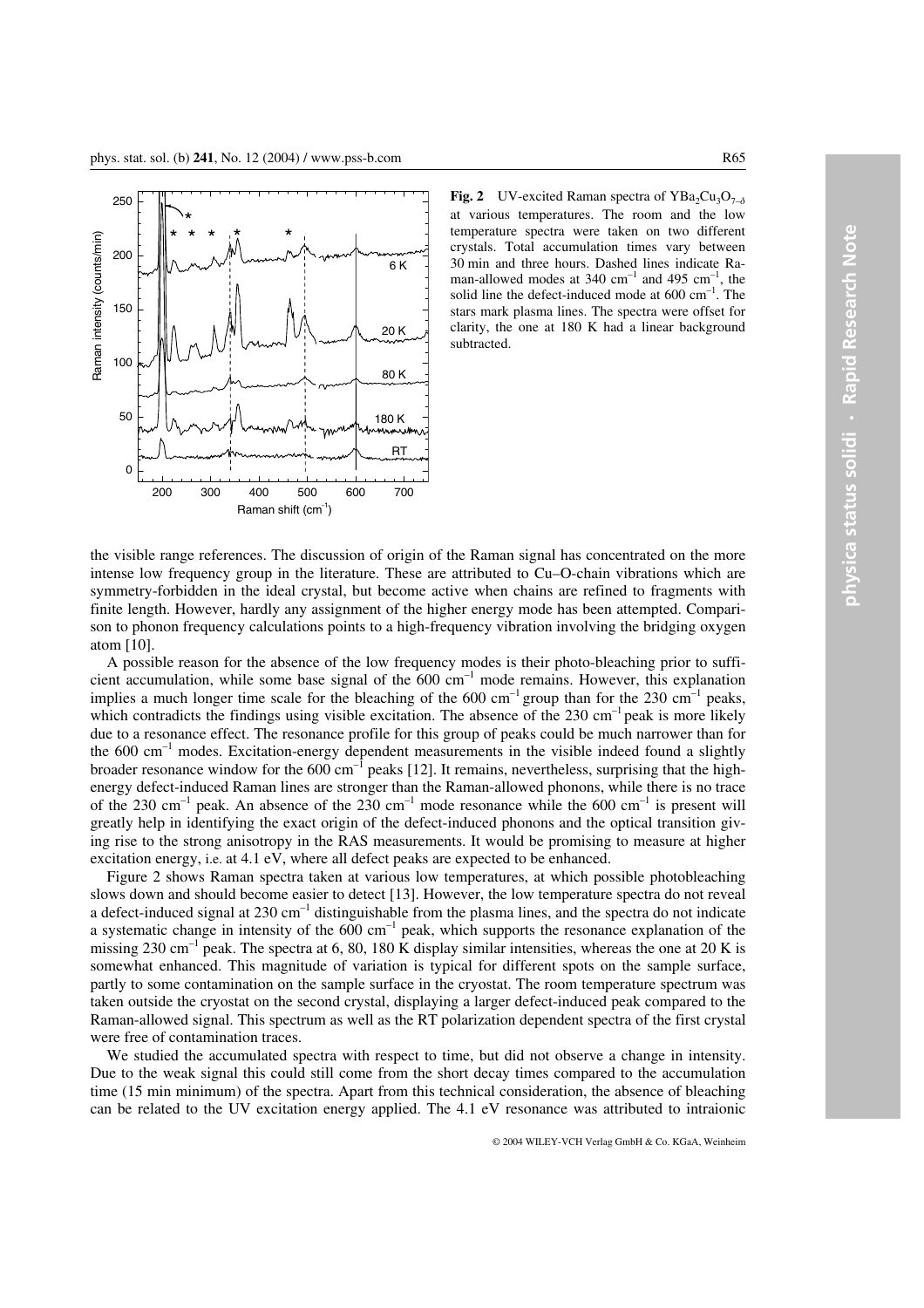**Fig. 2** UV-excited Raman spectra of $YBa_2Cu_3O_{7-\delta}$ at various temperatures. The room and the low temperature spectra were taken on two different crystals. Total accumulation times vary between 30 min and three hours. Dashed lines indicate Raman-allowed modes at 340 cm$^{-1}$ and 495 cm$^{-1}$, the solid line the defect-induced mode at 600 cm$^{-1}$. The stars mark plasma lines. The spectra were offset for clarity, the one at 180 K had a linear background subtracted.

the visible range references. The discussion of origin of the Raman signal has concentrated on the more intense low frequency group in the literature. These are attributed to Cu–O-chain vibrations which are symmetry-forbidden in the ideal crystal, but become active when chains are refined to fragments with finite length. However, hardly any assignment of the higher energy mode has been attempted. Comparison to phonon frequency calculations points to a high-frequency vibration involving the bridging oxygen atom [10].

A possible reason for the absence of the low frequency modes is their photo-bleaching prior to sufficient accumulation, while some base signal of the 600 cm$^{-1}$ mode remains. However, this explanation implies a much longer time scale for the bleaching of the 600 cm$^{-1}$ group than for the 230 cm$^{-1}$ peaks, which contradicts the findings using visible excitation. The absence of the 230 cm$^{-1}$ peak is more likely due to a resonance effect. The resonance profile for this group of peaks could be much narrower than for the 600 cm$^{-1}$ modes. Excitation-energy dependent measurements in the visible indeed found a slightly broader resonance window for the 600 cm$^{-1}$ peaks [12]. It remains, nevertheless, surprising that the high-energy defect-induced Raman lines are stronger than the Raman-allowed phonons, while there is no trace of the 230 cm$^{-1}$ peak. An absence of the 230 cm$^{-1}$ mode resonance while the 600 cm$^{-1}$ is present will greatly help in identifying the exact origin of the defect-induced phonons and the optical transition giving rise to the strong anisotropy in the RAS measurements. It would be promising to measure at higher excitation energy, i.e. at 4.1 eV, where all defect peaks are expected to be enhanced.

Figure 2 shows Raman spectra taken at various low temperatures, at which possible photobleaching slows down and should become easier to detect [13]. However, the low temperature spectra do not reveal a defect-induced signal at 230 cm$^{-1}$ distinguishable from the plasma lines, and the spectra do not indicate a systematic change in intensity of the 600 cm$^{-1}$ peak, which supports the resonance explanation of the missing 230 cm$^{-1}$ peak. The spectra at 6, 80, 180 K display similar intensities, whereas the one at 20 K is somewhat enhanced. This magnitude of variation is typical for different spots on the sample surface, partly to some contamination on the sample surface in the cryostat. The room temperature spectrum was taken outside the cryostat on the second crystal, displaying a larger defect-induced peak compared to the Raman-allowed signal. This spectrum as well as the RT polarization dependent spectra of the first crystal were free of contamination traces.

We studied the accumulated spectra with respect to time, but did not observe a change in intensity. Due to the weak signal this could still come from the short decay times compared to the accumulation time (15 min minimum) of the spectra. Apart from this technical consideration, the absence of bleaching can be related to the UV excitation energy applied. The 4.1 eV resonance was attributed to intraionic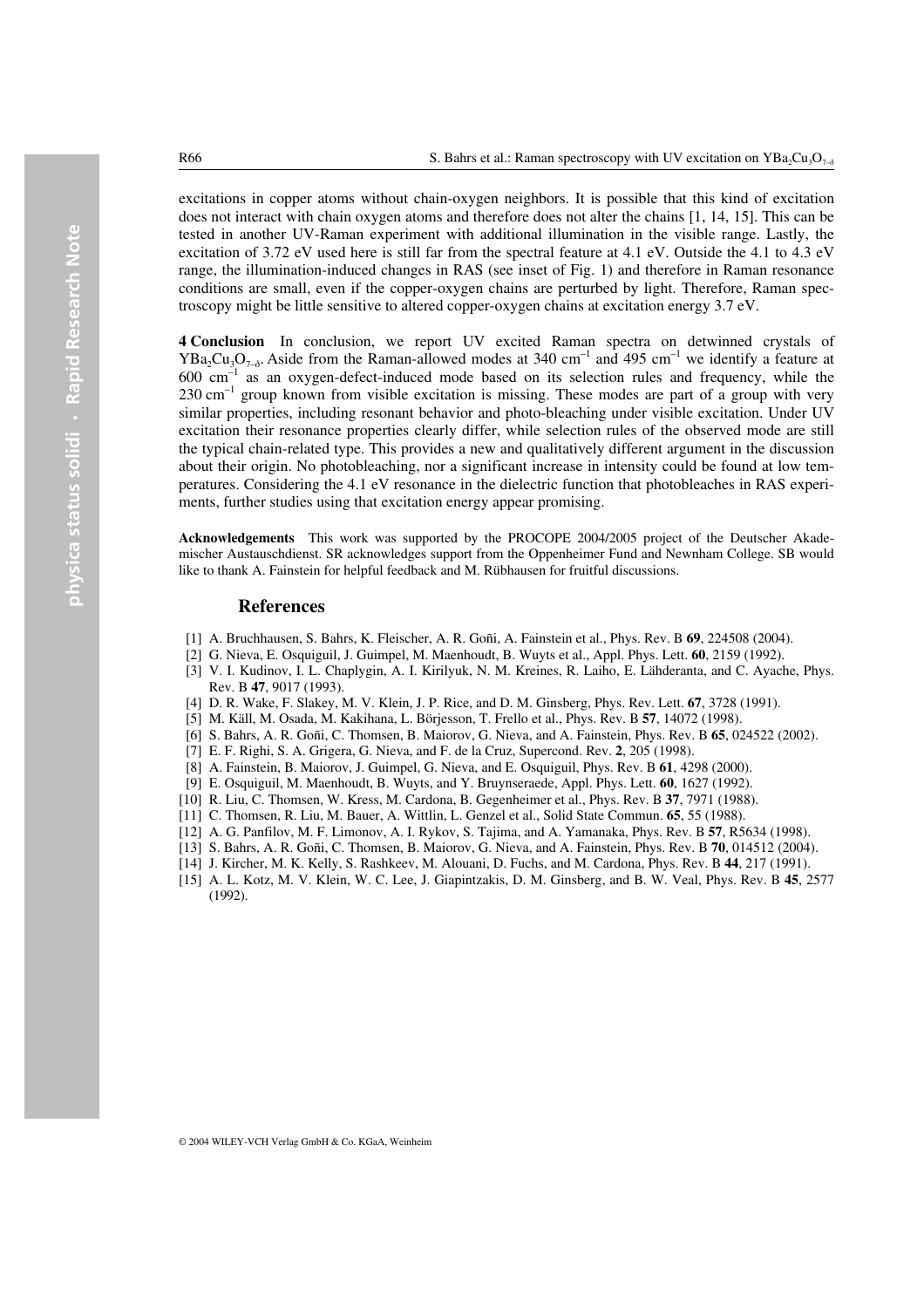excitations in copper atoms without chain-oxygen neighbors. It is possible that this kind of excitation does not interact with chain oxygen atoms and therefore does not alter the chains [1, 14, 15]. This can be tested in another UV-Raman experiment with additional illumination in the visible range. Lastly, the excitation of 3.72 eV used here is still far from the spectral feature at 4.1 eV. Outside the 4.1 to 4.3 eV range, the illumination-induced changes in RAS (see inset of Fig. 1) and therefore in Raman resonance conditions are small, even if the copper-oxygen chains are perturbed by light. Therefore, Raman spectroscopy might be little sensitive to altered copper-oxygen chains at excitation energy 3.7 eV.

**4 Conclusion** In conclusion, we report UV excited Raman spectra on detwinned crystals of $YBa_2Cu_3O_{7-\delta}$. Aside from the Raman-allowed modes at 340 $cm^{-1}$ and 495 $cm^{-1}$ we identify a feature at 600 $cm^{-1}$ as an oxygen-defect-induced mode based on its selection rules and frequency, while the 230 $cm^{-1}$ group known from visible excitation is missing. These modes are part of a group with very similar properties, including resonant behavior and photo-bleaching under visible excitation. Under UV excitation their resonance properties clearly differ, while selection rules of the observed mode are still the typical chain-related type. This provides a new and qualitatively different argument in the discussion about their origin. No photobleaching, nor a significant increase in intensity could be found at low temperatures. Considering the 4.1 eV resonance in the dielectric function that photobleaches in RAS experiments, further studies using that excitation energy appear promising.

**Acknowledgements** This work was supported by the PROCOPE 2004/2005 project of the Deutscher Akademischer Austauschdienst. SR acknowledges support from the Oppenheimer Fund and Newnham College. SB would like to thank A. Fainstein for helpful feedback and M. Rübhausen for fruitful discussions.

## References

[1] A. Bruchhausen, S. Bahrs, K. Fleischer, A. R. Goñi, A. Fainstein et al., Phys. Rev. B **69**, 224508 (2004).
[2] G. Nieva, E. Osquiguil, J. Guimpel, M. Maenhoudt, B. Wuyts et al., Appl. Phys. Lett. **60**, 2159 (1992).
[3] V. I. Kudinov, I. L. Chaplygin, A. I. Kirilyuk, N. M. Kreines, R. Laiho, E. Lähderanta, and C. Ayache, Phys. Rev. B **47**, 9017 (1993).
[4] D. R. Wake, F. Slakey, M. V. Klein, J. P. Rice, and D. M. Ginsberg, Phys. Rev. Lett. **67**, 3728 (1991).
[5] M. Käll, M. Osada, M. Kakihana, L. Börjesson, T. Frello et al., Phys. Rev. B **57**, 14072 (1998).
[6] S. Bahrs, A. R. Goñi, C. Thomsen, B. Maiorov, G. Nieva, and A. Fainstein, Phys. Rev. B **65**, 024522 (2002).
[7] E. F. Righi, S. A. Grigera, G. Nieva, and F. de la Cruz, Supercond. Rev. **2**, 205 (1998).
[8] A. Fainstein, B. Maiorov, J. Guimpel, G. Nieva, and E. Osquiguil, Phys. Rev. B **61**, 4298 (2000).
[9] E. Osquiguil, M. Maenhoudt, B. Wuyts, and Y. Bruynseraede, Appl. Phys. Lett. **60**, 1627 (1992).
[10] R. Liu, C. Thomsen, W. Kress, M. Cardona, B. Gegenheimer et al., Phys. Rev. B **37**, 7971 (1988).
[11] C. Thomsen, R. Liu, M. Bauer, A. Wittlin, L. Genzel et al., Solid State Commun. **65**, 55 (1988).
[12] A. G. Panfilov, M. F. Limonov, A. I. Rykov, S. Tajima, and A. Yamanaka, Phys. Rev. B **57**, R5634 (1998).
[13] S. Bahrs, A. R. Goñi, C. Thomsen, B. Maiorov, G. Nieva, and A. Fainstein, Phys. Rev. B **70**, 014512 (2004).
[14] J. Kircher, M. K. Kelly, S. Rashkeev, M. Alouani, D. Fuchs, and M. Cardona, Phys. Rev. B **44**, 217 (1991).
[15] A. L. Kotz, M. V. Klein, W. C. Lee, J. Giapintzakis, D. M. Ginsberg, and B. W. Veal, Phys. Rev. B **45**, 2577 (1992).